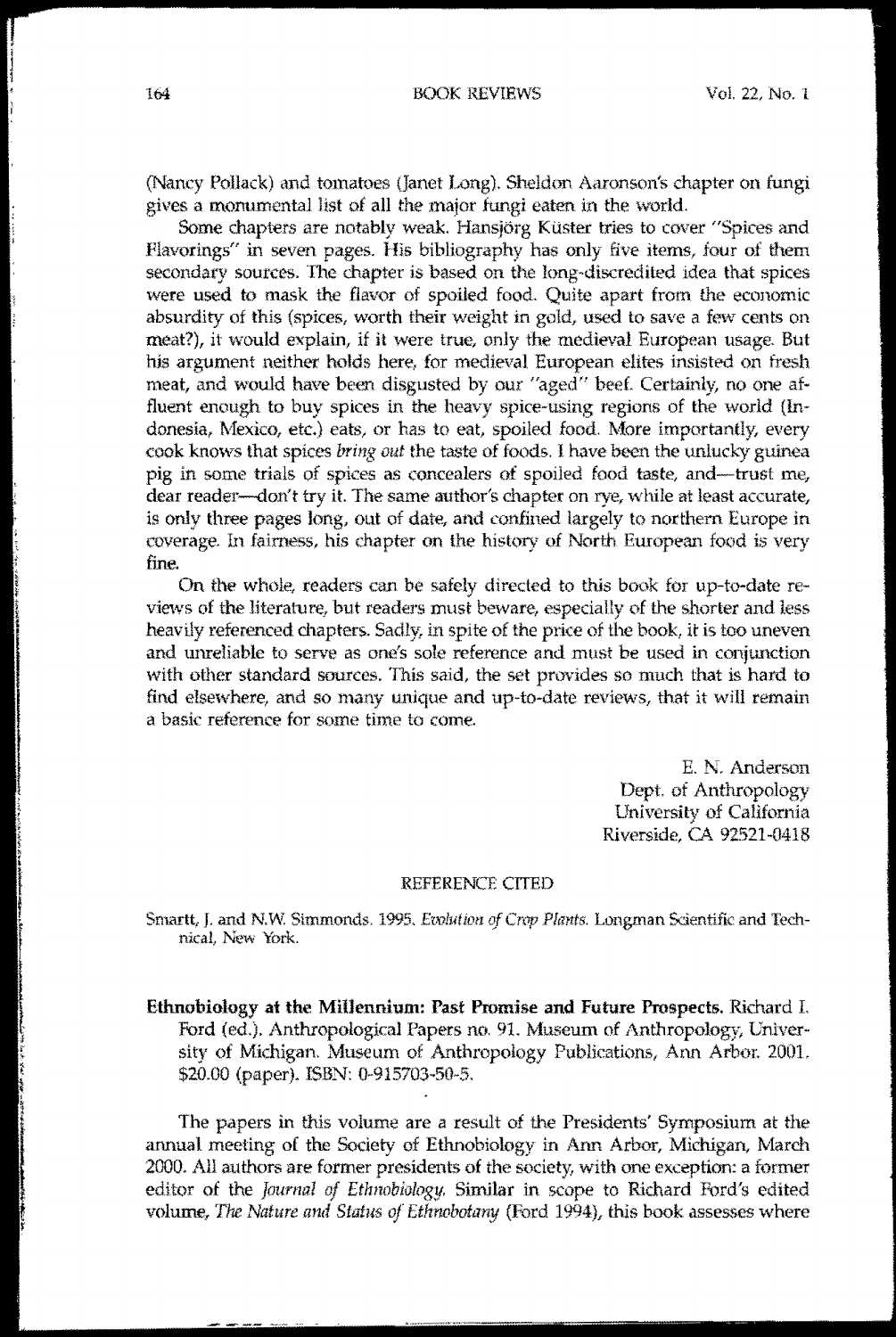(Nancy Pollack) and tomatoes (Janet Long). Sheldon Aaronson's chapter on fungi gives a monumental list of all the major fungi eaten in the world.

Some chapters are notably weak. Hansjörg Küster tries to cover "Spices and Flavorings" in seven pages. His bibliography has only five items, four of them secondary sources. The chapter is based on the long-discredited idea that spices were used to mask the flavor of spoiled food. Quite apart from the economic absurdity of this (spices, worth their weight in gold, used to save a few cents on meat?), it would explain, if it were true, only the medieval European usage. But his argument neither holds here, for medieval European elites insisted on fresh meat, and would have been disgusted by our "aged" beef. Certainly, no one affluent enough to buy spices in the heavy spice-using regions of the world (Indonesia, Mexico, etc.) eats, or has to eat, spoiled food. More importantly, every cook knows that spices *bring out* the taste of foods. I have been the unlucky guinea pig in some trials of spices as concealers of spoiled food taste, and—trust me, dear reader—don't try it. The same author's chapter on rye, while at least accurate, is only three pages long, out of date, and confined largely to northern Europe in coverage. In fairness, his chapter on the history of North European food is very fine.

On the whole, readers can be safely directed to this book for up-to-date reviews of the literature, but readers must beware, especially of the shorter and less heavily referenced chapters. Sadly, in spite of the price of the book, it is too uneven and unreliable to serve as one's sole reference and must be used in conjunction with other standard sources. This said, the set provides so much that is hard to find elsewhere, and so many unique and up-to-date reviews, that it will remain a basic reference for some time to come.

E. N. Anderson
Dept. of Anthropology
University of California
Riverside, CA 92521-0418

## REFERENCE CITED

Smartt, J. and N.W. Simmonds. 1995. *Evolution of Crop Plants.* Longman Scientific and Technical, New York.

**Ethnobiology at the Millennium: Past Promise and Future Prospects.** Richard I. Ford (ed.). Anthropological Papers no. 91. Museum of Anthropology, University of Michigan. Museum of Anthropology Publications, Ann Arbor. 2001. $20.00 (paper). ISBN: 0-915703-50-5.

The papers in this volume are a result of the Presidents' Symposium at the annual meeting of the Society of Ethnobiology in Ann Arbor, Michigan, March 2000. All authors are former presidents of the society, with one exception: a former editor of the *Journal of Ethnobiology*. Similar in scope to Richard Ford's edited volume, *The Nature and Status of Ethnobotany* (Ford 1994), this book assesses where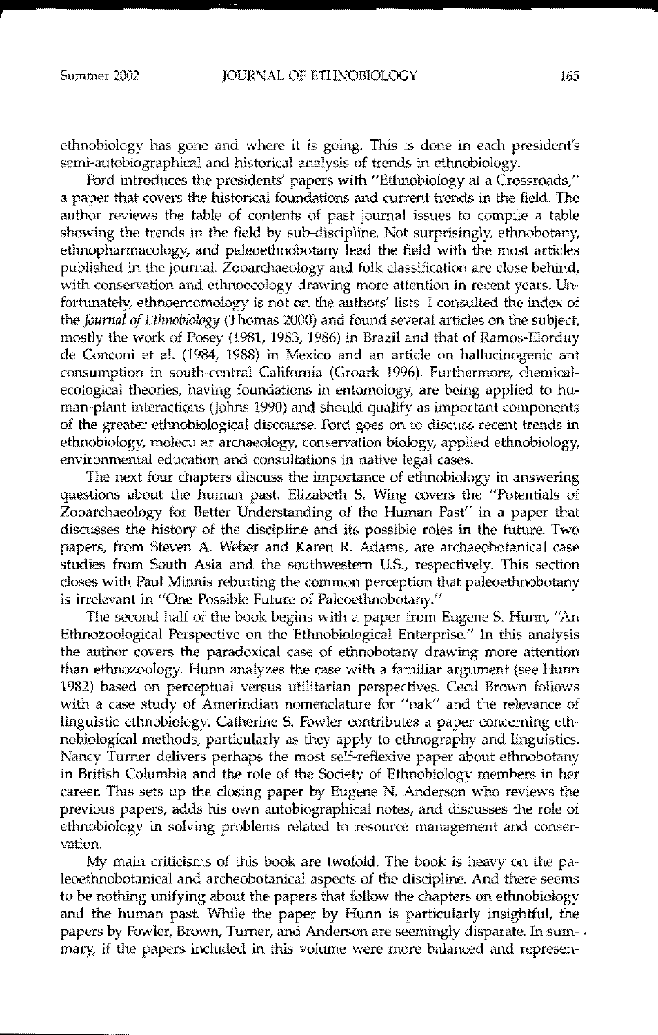ethnobiology has gone and where it is going. This is done in each president's semi-autobiographical and historical analysis of trends in ethnobiology.

Ford introduces the presidents' papers with "Ethnobiology at a Crossroads," a paper that covers the historical foundations and current trends in the field. The author reviews the table of contents of past journal issues to compile a table showing the trends in the field by sub-discipline. Not surprisingly, ethnobotany, ethnopharmacology, and paleoethnobotany lead the field with the most articles published in the journal. Zooarchaeology and folk classification are close behind, with conservation and ethnoecology drawing more attention in recent years. Unfortunately, ethnoentomology is not on the authors' lists. I consulted the index of the *Journal of Ethnobiology* (Thomas 2000) and found several articles on the subject, mostly the work of Posey (1981, 1983, 1986) in Brazil and that of Ramos-Elorduy de Conconi et al. (1984, 1988) in Mexico and an article on hallucinogenic ant consumption in south-central California (Groark 1996). Furthermore, chemical-ecological theories, having foundations in entomology, are being applied to human-plant interactions (Johns 1990) and should qualify as important components of the greater ethnobiological discourse. Ford goes on to discuss recent trends in ethnobiology, molecular archaeology, conservation biology, applied ethnobiology, environmental education and consultations in native legal cases.

The next four chapters discuss the importance of ethnobiology in answering questions about the human past. Elizabeth S. Wing covers the "Potentials of Zooarchaeology for Better Understanding of the Human Past" in a paper that discusses the history of the discipline and its possible roles in the future. Two papers, from Steven A. Weber and Karen R. Adams, are archaeobotanical case studies from South Asia and the southwestern U.S., respectively. This section closes with Paul Minnis rebutting the common perception that paleoethnobotany is irrelevant in "One Possible Future of Paleoethnobotany."

The second half of the book begins with a paper from Eugene S. Hunn, "An Ethnozoological Perspective on the Ethnobiological Enterprise." In this analysis the author covers the paradoxical case of ethnobotany drawing more attention than ethnozoology. Hunn analyzes the case with a familiar argument (see Hunn 1982) based on perceptual versus utilitarian perspectives. Cecil Brown follows with a case study of Amerindian nomenclature for "oak" and the relevance of linguistic ethnobiology. Catherine S. Fowler contributes a paper concerning ethnobiological methods, particularly as they apply to ethnography and linguistics. Nancy Turner delivers perhaps the most self-reflexive paper about ethnobotany in British Columbia and the role of the Society of Ethnobiology members in her career. This sets up the closing paper by Eugene N. Anderson who reviews the previous papers, adds his own autobiographical notes, and discusses the role of ethnobiology in solving problems related to resource management and conservation.

My main criticisms of this book are twofold. The book is heavy on the paleoethnobotanical and archeobotanical aspects of the discipline. And there seems to be nothing unifying about the papers that follow the chapters on ethnobiology and the human past. While the paper by Hunn is particularly insightful, the papers by Fowler, Brown, Turner, and Anderson are seemingly disparate. In summary, if the papers included in this volume were more balanced and represen-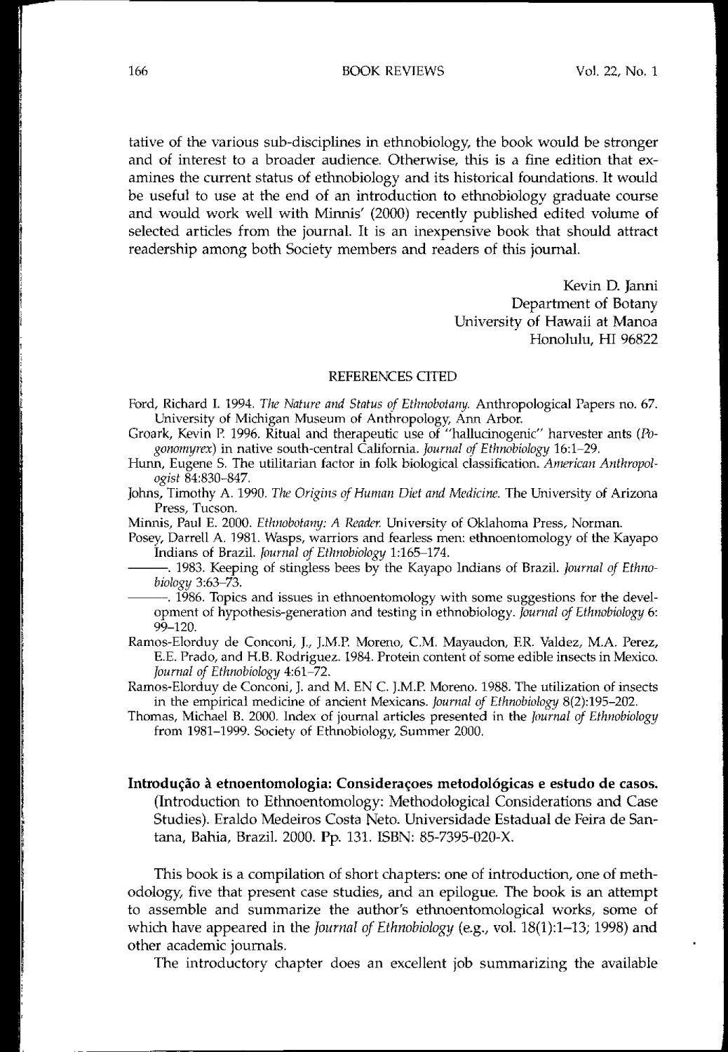tative of the various sub-disciplines in ethnobiology, the book would be stronger and of interest to a broader audience. Otherwise, this is a fine edition that examines the current status of ethnobiology and its historical foundations. It would be useful to use at the end of an introduction to ethnobiology graduate course and would work well with Minnis' (2000) recently published edited volume of selected articles from the journal. It is an inexpensive book that should attract readership among both Society members and readers of this journal.

Kevin D. Janni
Department of Botany
University of Hawaii at Manoa
Honolulu, HI 96822

## REFERENCES CITED

Ford, Richard I. 1994. *The Nature and Status of Ethnobotany.* Anthropological Papers no. 67. University of Michigan Museum of Anthropology, Ann Arbor.

Groark, Kevin P. 1996. Ritual and therapeutic use of "hallucinogenic" harvester ants (*Pogonomyrex*) in native south-central California. *Journal of Ethnobiology* 16:1–29.

Hunn, Eugene S. The utilitarian factor in folk biological classification. *American Anthropologist* 84:830–847.

Johns, Timothy A. 1990. *The Origins of Human Diet and Medicine.* The University of Arizona Press, Tucson.

Minnis, Paul E. 2000. *Ethnobotany: A Reader.* University of Oklahoma Press, Norman.

Posey, Darrell A. 1981. Wasps, warriors and fearless men: ethnoentomology of the Kayapo Indians of Brazil. *Journal of Ethnobiology* 1:165–174.

———. 1983. Keeping of stingless bees by the Kayapo Indians of Brazil. *Journal of Ethnobiology* 3:63–73.

———. 1986. Topics and issues in ethnoentomology with some suggestions for the development of hypothesis-generation and testing in ethnobiology. *Journal of Ethnobiology* 6: 99–120.

Ramos-Elorduy de Conconi, J., J.M.P. Moreno, C.M. Mayaudon, F.R. Valdez, M.A. Perez, E.E. Prado, and H.B. Rodriguez. 1984. Protein content of some edible insects in Mexico. *Journal of Ethnobiology* 4:61–72.

Ramos-Elorduy de Conconi, J. and M. EN C. J.M.P. Moreno. 1988. The utilization of insects in the empirical medicine of ancient Mexicans. *Journal of Ethnobiology* 8(2):195–202.

Thomas, Michael B. 2000. Index of journal articles presented in the *Journal of Ethnobiology* from 1981–1999. Society of Ethnobiology, Summer 2000.

**Introdução à etnoentomologia: Consideraçoes metodológicas e estudo de casos.** (Introduction to Ethnoentomology: Methodological Considerations and Case Studies). Eraldo Medeiros Costa Neto. Universidade Estadual de Feira de Santana, Bahia, Brazil. 2000. Pp. 131. ISBN: 85-7395-020-X.

This book is a compilation of short chapters: one of introduction, one of methodology, five that present case studies, and an epilogue. The book is an attempt to assemble and summarize the author's ethnoentomological works, some of which have appeared in the *Journal of Ethnobiology* (e.g., vol. 18(1):1–13; 1998) and other academic journals.

The introductory chapter does an excellent job summarizing the available